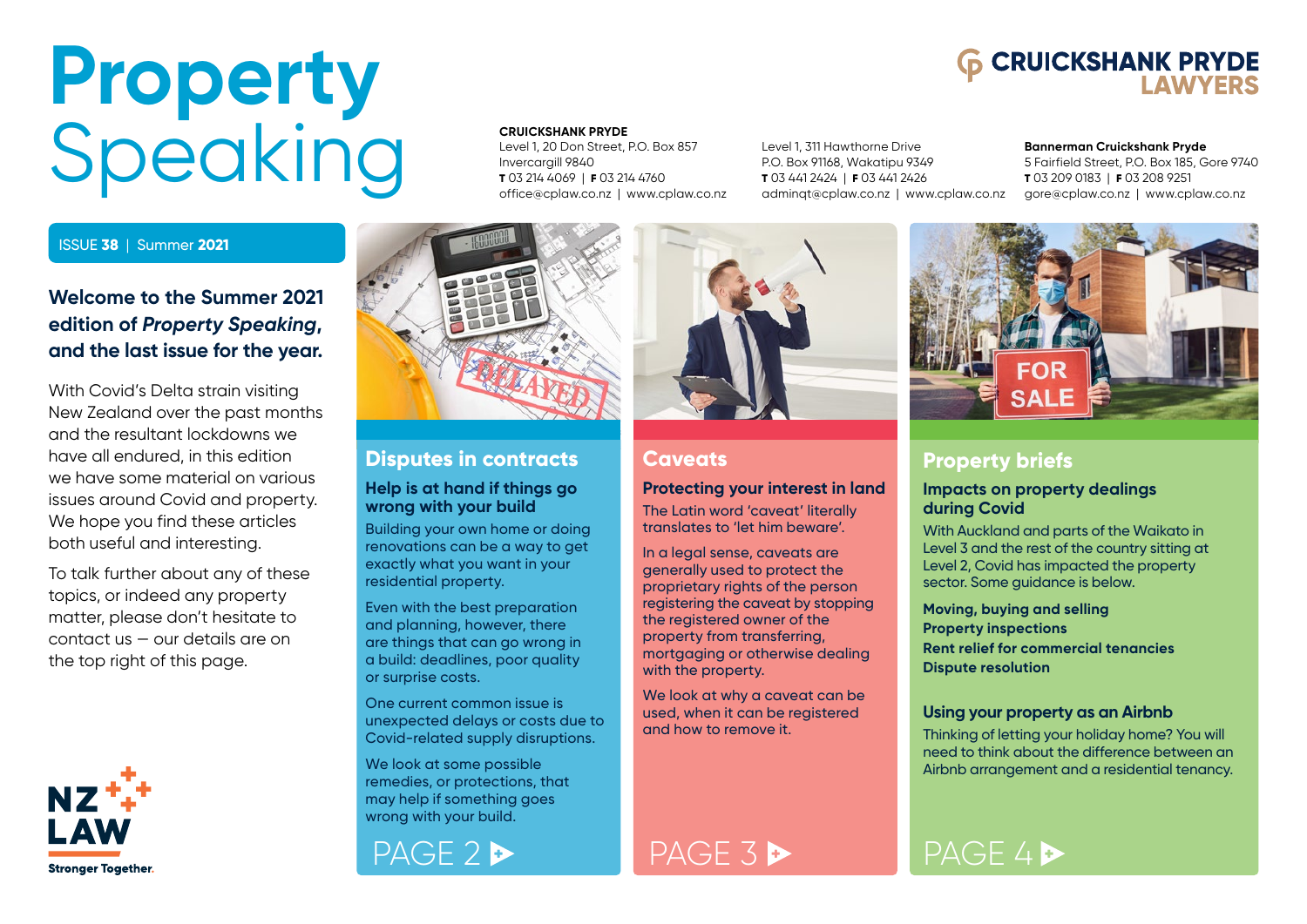# Property Speaking

**CRUICKSHANK PRYDE LAWYERS**

**CRUICKSHANK PRYDE**
Level 1, 20 Don Street, P.O. Box 857
Invercargill 9840
**T** 03 214 4069 | **F** 03 214 4760
office@cplaw.co.nz | www.cplaw.co.nz

Level 1, 311 Hawthorne Drive
P.O. Box 91168, Wakatipu 9349
**T** 03 441 2424 | **F** 03 441 2426
adminqt@cplaw.co.nz | www.cplaw.co.nz

**Bannerman Cruickshank Pryde**
5 Fairfield Street, P.O. Box 185, Gore 9740
**T** 03 209 0183 | **F** 03 208 9251
gore@cplaw.co.nz | www.cplaw.co.nz

ISSUE **38** | Summer **2021**

## Welcome to the Summer 2021 edition of *Property Speaking*, and the last issue for the year.

With Covid's Delta strain visiting New Zealand over the past months and the resultant lockdowns we have all endured, in this edition we have some material on various issues around Covid and property. We hope you find these articles both useful and interesting.

To talk further about any of these topics, or indeed any property matter, please don't hesitate to contact us — our details are on the top right of this page.

NZ LAW
Stronger Together.

## Disputes in contracts

### Help is at hand if things go wrong with your build

Building your own home or doing renovations can be a way to get exactly what you want in your residential property.

Even with the best preparation and planning, however, there are things that can go wrong in a build: deadlines, poor quality or surprise costs.

One current common issue is unexpected delays or costs due to Covid-related supply disruptions.

We look at some possible remedies, or protections, that may help if something goes wrong with your build.

PAGE 2

## Caveats

### Protecting your interest in land

The Latin word 'caveat' literally translates to 'let him beware'.

In a legal sense, caveats are generally used to protect the proprietary rights of the person registering the caveat by stopping the registered owner of the property from transferring, mortgaging or otherwise dealing with the property.

We look at why a caveat can be used, when it can be registered and how to remove it.

PAGE 3

## Property briefs

### Impacts on property dealings during Covid

With Auckland and parts of the Waikato in Level 3 and the rest of the country sitting at Level 2, Covid has impacted the property sector. Some guidance is below.

**Moving, buying and selling**
**Property inspections**
**Rent relief for commercial tenancies**
**Dispute resolution**

### Using your property as an Airbnb

Thinking of letting your holiday home? You will need to think about the difference between an Airbnb arrangement and a residential tenancy.

PAGE 4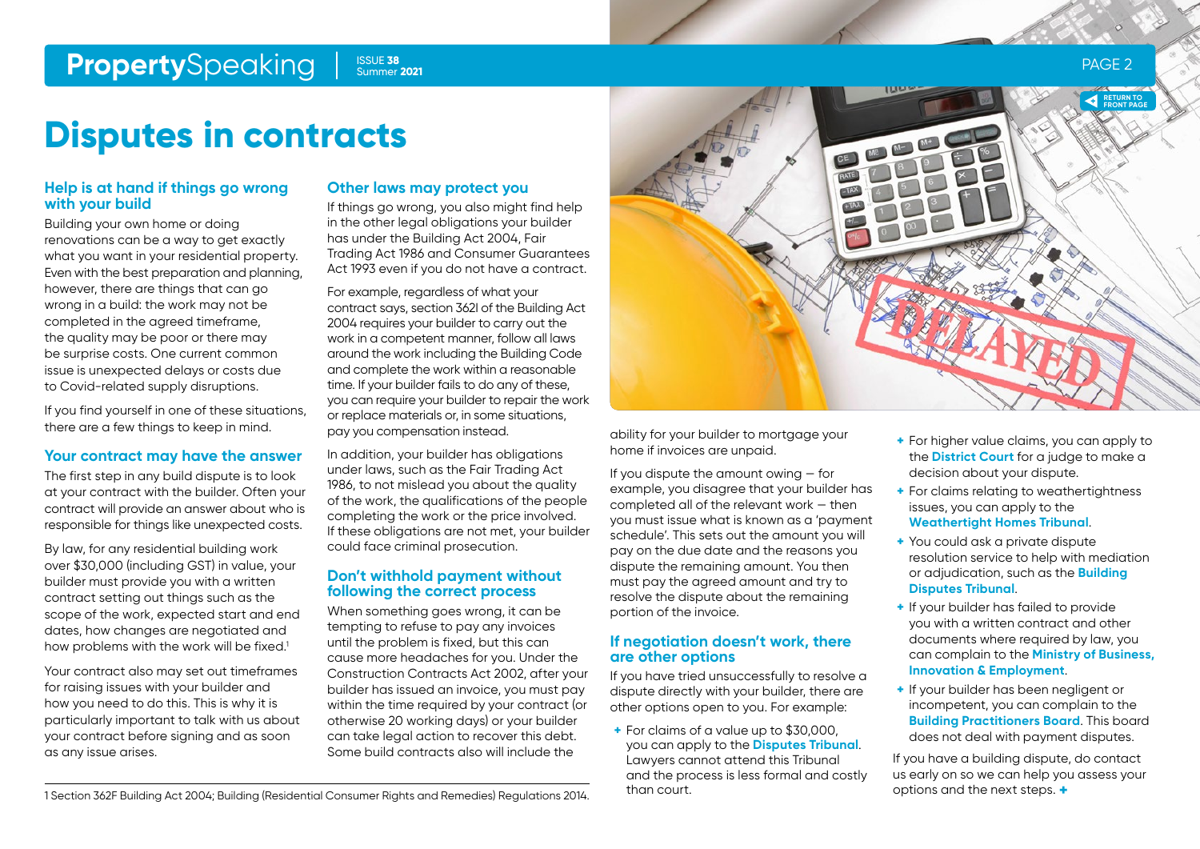# Disputes in contracts

## Help is at hand if things go wrong with your build

Building your own home or doing renovations can be a way to get exactly what you want in your residential property. Even with the best preparation and planning, however, there are things that can go wrong in a build: the work may not be completed in the agreed timeframe, the quality may be poor or there may be surprise costs. One current common issue is unexpected delays or costs due to Covid-related supply disruptions.

If you find yourself in one of these situations, there are a few things to keep in mind.

## Your contract may have the answer

The first step in any build dispute is to look at your contract with the builder. Often your contract will provide an answer about who is responsible for things like unexpected costs.

By law, for any residential building work over $30,000 (including GST) in value, your builder must provide you with a written contract setting out things such as the scope of the work, expected start and end dates, how changes are negotiated and how problems with the work will be fixed.[1]

Your contract also may set out timeframes for raising issues with your builder and how you need to do this. This is why it is particularly important to talk with us about your contract before signing and as soon as any issue arises.

## Other laws may protect you

If things go wrong, you also might find help in the other legal obligations your builder has under the Building Act 2004, Fair Trading Act 1986 and Consumer Guarantees Act 1993 even if you do not have a contract.

For example, regardless of what your contract says, section 362I of the Building Act 2004 requires your builder to carry out the work in a competent manner, follow all laws around the work including the Building Code and complete the work within a reasonable time. If your builder fails to do any of these, you can require your builder to repair the work or replace materials or, in some situations, pay you compensation instead.

In addition, your builder has obligations under laws, such as the Fair Trading Act 1986, to not mislead you about the quality of the work, the qualifications of the people completing the work or the price involved. If these obligations are not met, your builder could face criminal prosecution.

## Don't withhold payment without following the correct process

When something goes wrong, it can be tempting to refuse to pay any invoices until the problem is fixed, but this can cause more headaches for you. Under the Construction Contracts Act 2002, after your builder has issued an invoice, you must pay within the time required by your contract (or otherwise 20 working days) or your builder can take legal action to recover this debt. Some build contracts also will include the ability for your builder to mortgage your home if invoices are unpaid.

If you dispute the amount owing – for example, you disagree that your builder has completed all of the relevant work – then you must issue what is known as a 'payment schedule'. This sets out the amount you will pay on the due date and the reasons you dispute the remaining amount. You then must pay the agreed amount and try to resolve the dispute about the remaining portion of the invoice.

## If negotiation doesn't work, there are other options

If you have tried unsuccessfully to resolve a dispute directly with your builder, there are other options open to you. For example:

- For claims of a value up to $30,000, you can apply to the **Disputes Tribunal**. Lawyers cannot attend this Tribunal and the process is less formal and costly than court.
- For higher value claims, you can apply to the **District Court** for a judge to make a decision about your dispute.
- For claims relating to weathertightness issues, you can apply to the **Weathertight Homes Tribunal**.
- You could ask a private dispute resolution service to help with mediation or adjudication, such as the **Building Disputes Tribunal**.
- If your builder has failed to provide you with a written contract and other documents where required by law, you can complain to the **Ministry of Business, Innovation & Employment**.
- If your builder has been negligent or incompetent, you can complain to the **Building Practitioners Board**. This board does not deal with payment disputes.

If you have a building dispute, do contact us early on so we can help you assess your options and the next steps.

1 Section 362F Building Act 2004; Building (Residential Consumer Rights and Remedies) Regulations 2014.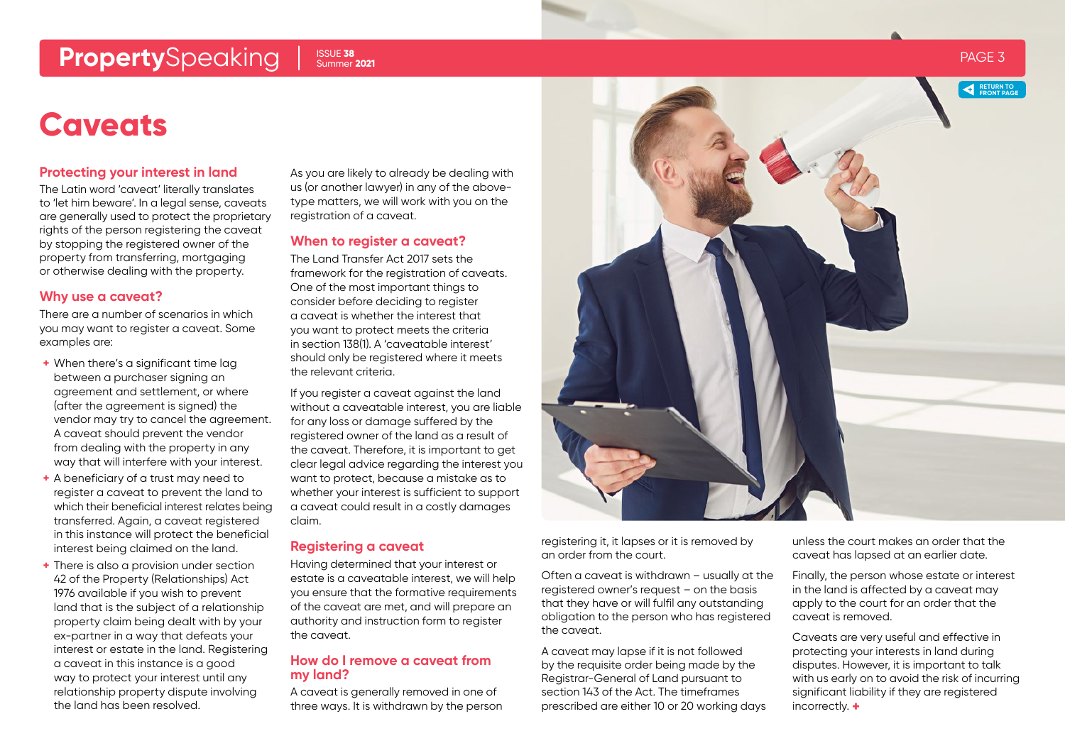# Caveats

## Protecting your interest in land

The Latin word 'caveat' literally translates to 'let him beware'. In a legal sense, caveats are generally used to protect the proprietary rights of the person registering the caveat by stopping the registered owner of the property from transferring, mortgaging or otherwise dealing with the property.

## Why use a caveat?

There are a number of scenarios in which you may want to register a caveat. Some examples are:

- When there's a significant time lag between a purchaser signing an agreement and settlement, or where (after the agreement is signed) the vendor may try to cancel the agreement. A caveat should prevent the vendor from dealing with the property in any way that will interfere with your interest.
- A beneficiary of a trust may need to register a caveat to prevent the land to which their beneficial interest relates being transferred. Again, a caveat registered in this instance will protect the beneficial interest being claimed on the land.
- There is also a provision under section 42 of the Property (Relationships) Act 1976 available if you wish to prevent land that is the subject of a relationship property claim being dealt with by your ex-partner in a way that defeats your interest or estate in the land. Registering a caveat in this instance is a good way to protect your interest until any relationship property dispute involving the land has been resolved.

As you are likely to already be dealing with us (or another lawyer) in any of the above-type matters, we will work with you on the registration of a caveat.

## When to register a caveat?

The Land Transfer Act 2017 sets the framework for the registration of caveats. One of the most important things to consider before deciding to register a caveat is whether the interest that you want to protect meets the criteria in section 138(1). A 'caveatable interest' should only be registered where it meets the relevant criteria.

If you register a caveat against the land without a caveatable interest, you are liable for any loss or damage suffered by the registered owner of the land as a result of the caveat. Therefore, it is important to get clear legal advice regarding the interest you want to protect, because a mistake as to whether your interest is sufficient to support a caveat could result in a costly damages claim.

## Registering a caveat

Having determined that your interest or estate is a caveatable interest, we will help you ensure that the formative requirements of the caveat are met, and will prepare an authority and instruction form to register the caveat.

## How do I remove a caveat from my land?

A caveat is generally removed in one of three ways. It is withdrawn by the person registering it, it lapses or it is removed by an order from the court.

Often a caveat is withdrawn – usually at the registered owner's request – on the basis that they have or will fulfil any outstanding obligation to the person who has registered the caveat.

A caveat may lapse if it is not followed by the requisite order being made by the Registrar-General of Land pursuant to section 143 of the Act. The timeframes prescribed are either 10 or 20 working days unless the court makes an order that the caveat has lapsed at an earlier date.

Finally, the person whose estate or interest in the land is affected by a caveat may apply to the court for an order that the caveat is removed.

Caveats are very useful and effective in protecting your interests in land during disputes. However, it is important to talk with us early on to avoid the risk of incurring significant liability if they are registered incorrectly.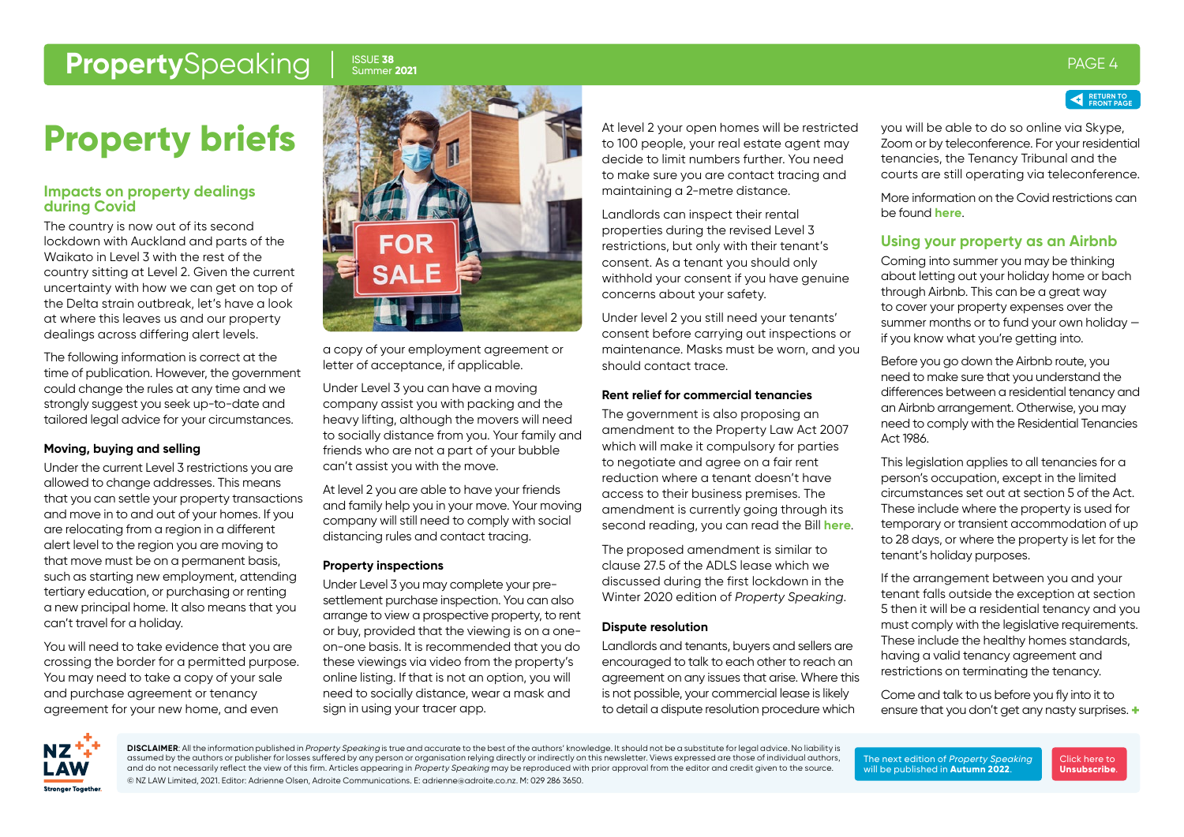# Property briefs

## Impacts on property dealings during Covid

The country is now out of its second lockdown with Auckland and parts of the Waikato in Level 3 with the rest of the country sitting at Level 2. Given the current uncertainty with how we can get on top of the Delta strain outbreak, let's have a look at where this leaves us and our property dealings across differing alert levels.

The following information is correct at the time of publication. However, the government could change the rules at any time and we strongly suggest you seek up-to-date and tailored legal advice for your circumstances.

### Moving, buying and selling

Under the current Level 3 restrictions you are allowed to change addresses. This means that you can settle your property transactions and move in to and out of your homes. If you are relocating from a region in a different alert level to the region you are moving to that move must be on a permanent basis, such as starting new employment, attending tertiary education, or purchasing or renting a new principal home. It also means that you can't travel for a holiday.

You will need to take evidence that you are crossing the border for a permitted purpose. You may need to take a copy of your sale and purchase agreement or tenancy agreement for your new home, and even a copy of your employment agreement or letter of acceptance, if applicable.

Under Level 3 you can have a moving company assist you with packing and the heavy lifting, although the movers will need to socially distance from you. Your family and friends who are not a part of your bubble can't assist you with the move.

At level 2 you are able to have your friends and family help you in your move. Your moving company will still need to comply with social distancing rules and contact tracing.

### Property inspections

Under Level 3 you may complete your pre-settlement purchase inspection. You can also arrange to view a prospective property, to rent or buy, provided that the viewing is on a one-on-one basis. It is recommended that you do these viewings via video from the property's online listing. If that is not an option, you will need to socially distance, wear a mask and sign in using your tracer app.

At level 2 your open homes will be restricted to 100 people, your real estate agent may decide to limit numbers further. You need to make sure you are contact tracing and maintaining a 2-metre distance.

Landlords can inspect their rental properties during the revised Level 3 restrictions, but only with their tenant's consent. As a tenant you should only withhold your consent if you have genuine concerns about your safety.

Under level 2 you still need your tenants' consent before carrying out inspections or maintenance. Masks must be worn, and you should contact trace.

### Rent relief for commercial tenancies

The government is also proposing an amendment to the Property Law Act 2007 which will make it compulsory for parties to negotiate and agree on a fair rent reduction where a tenant doesn't have access to their business premises. The amendment is currently going through its second reading, you can read the Bill **here**.

The proposed amendment is similar to clause 27.5 of the ADLS lease which we discussed during the first lockdown in the Winter 2020 edition of *Property Speaking*.

### Dispute resolution

Landlords and tenants, buyers and sellers are encouraged to talk to each other to reach an agreement on any issues that arise. Where this is not possible, your commercial lease is likely to detail a dispute resolution procedure which you will be able to do so online via Skype, Zoom or by teleconference. For your residential tenancies, the Tenancy Tribunal and the courts are still operating via teleconference.

More information on the Covid restrictions can be found **here**.

## Using your property as an Airbnb

Coming into summer you may be thinking about letting out your holiday home or bach through Airbnb. This can be a great way to cover your property expenses over the summer months or to fund your own holiday – if you know what you're getting into.

Before you go down the Airbnb route, you need to make sure that you understand the differences between a residential tenancy and an Airbnb arrangement. Otherwise, you may need to comply with the Residential Tenancies Act 1986.

This legislation applies to all tenancies for a person's occupation, except in the limited circumstances set out at section 5 of the Act. These include where the property is used for temporary or transient accommodation of up to 28 days, or where the property is let for the tenant's holiday purposes.

If the arrangement between you and your tenant falls outside the exception at section 5 then it will be a residential tenancy and you must comply with the legislative requirements. These include the healthy homes standards, having a valid tenancy agreement and restrictions on terminating the tenancy.

Come and talk to us before you fly into it to ensure that you don't get any nasty surprises. +

**DISCLAIMER**: All the information published in *Property Speaking* is true and accurate to the best of the authors' knowledge. It should not be a substitute for legal advice. No liability is assumed by the authors or publisher for losses suffered by any person or organisation relying directly or indirectly on this newsletter. Views expressed are those of individual authors, and do not necessarily reflect the view of this firm. Articles appearing in *Property Speaking* may be reproduced with prior approval from the editor and credit given to the source.
© NZ LAW Limited, 2021. Editor: Adrienne Olsen, Adroite Communications. E: adrienne@adroite.co.nz. M: 029 286 3650.

The next edition of *Property Speaking* will be published in **Autumn 2022**.

Click here to **Unsubscribe**.